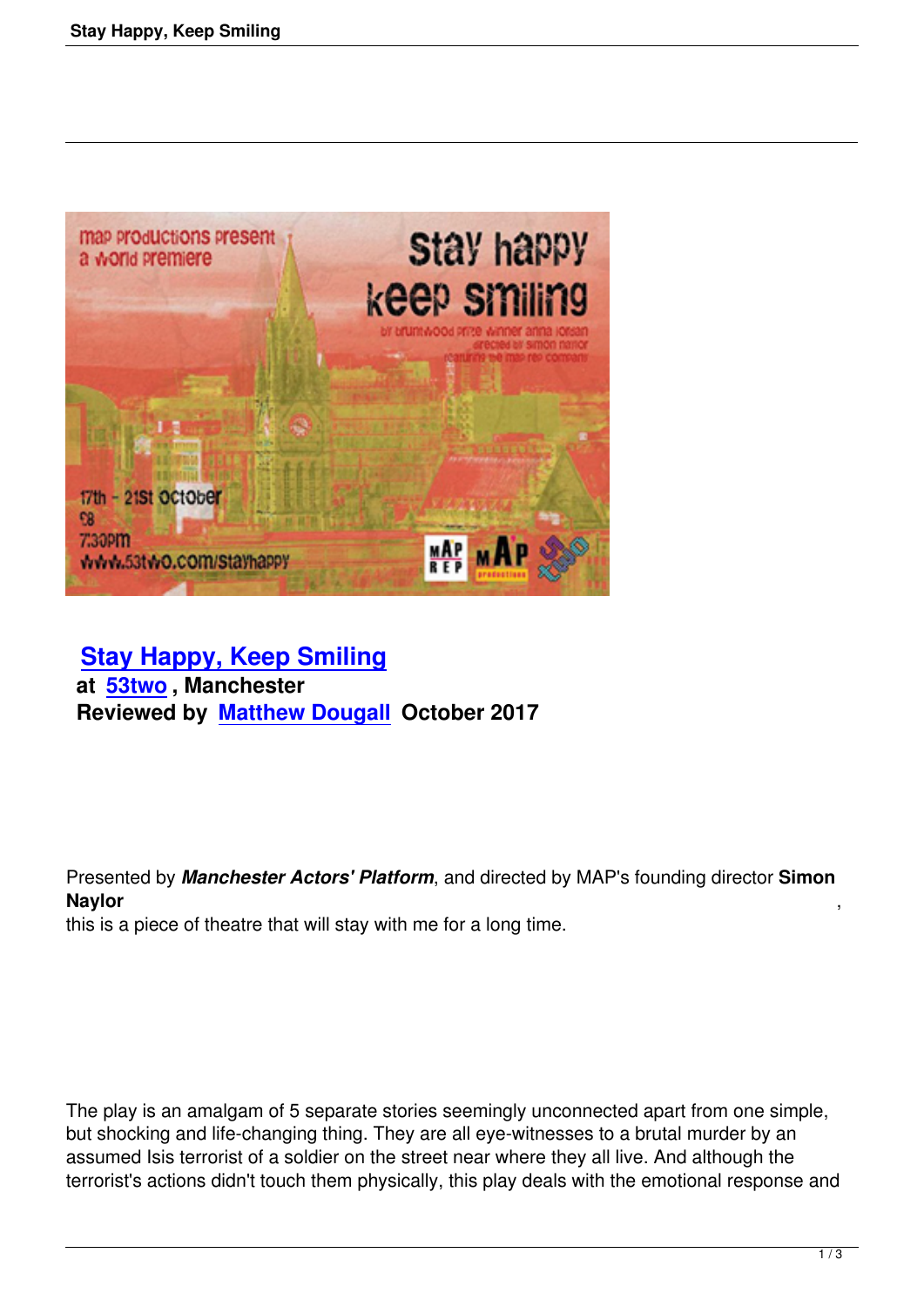## Stay Happy, Keep Smiling

**at 53two , Manchester**
**Reviewed by Matthew Dougall October 2017**

Presented by ***Manchester Actors' Platform***, and directed by MAP's founding director **Simon Naylor**, this is a piece of theatre that will stay with me for a long time.

The play is an amalgam of 5 separate stories seemingly unconnected apart from one simple, but shocking and life-changing thing. They are all eye-witnesses to a brutal murder by an assumed Isis terrorist of a soldier on the street near where they all live. And although the terrorist's actions didn't touch them physically, this play deals with the emotional response and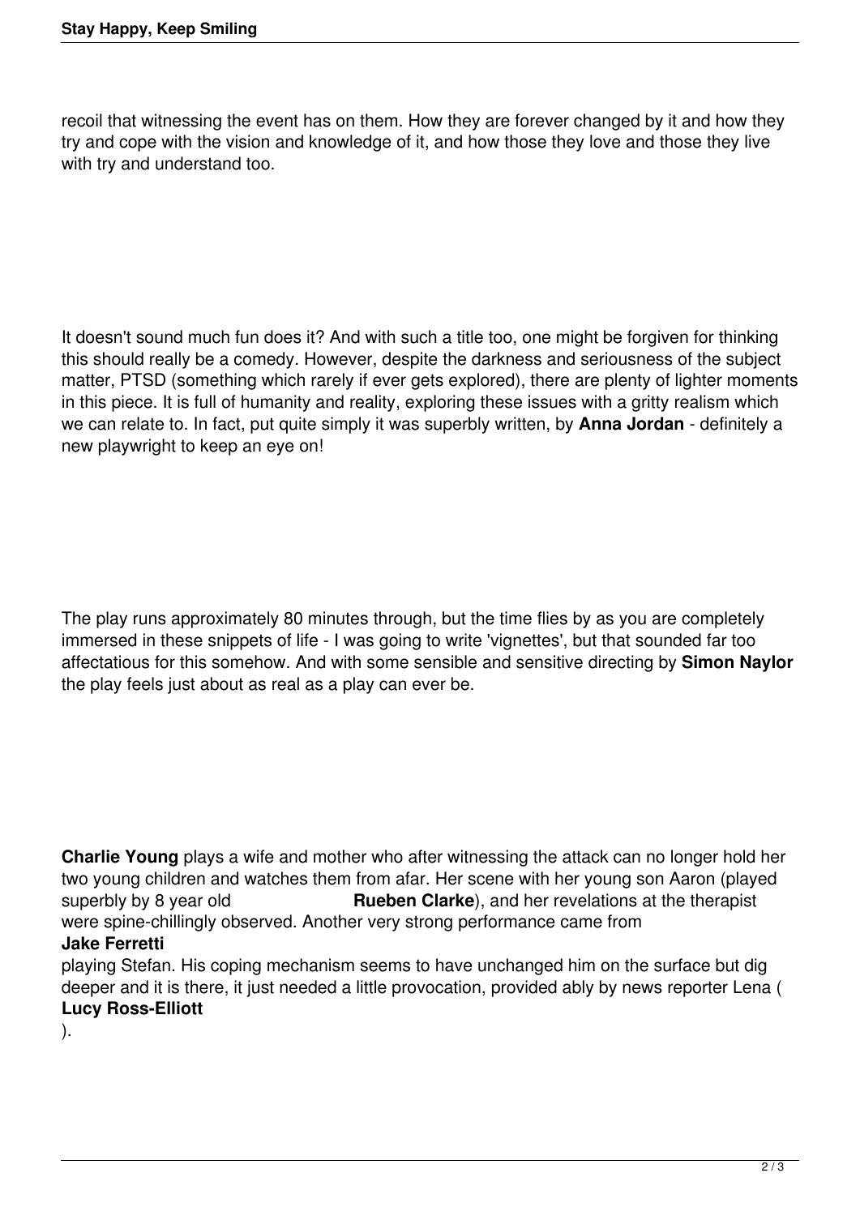recoil that witnessing the event has on them. How they are forever changed by it and how they try and cope with the vision and knowledge of it, and how those they love and those they live with try and understand too.

It doesn't sound much fun does it? And with such a title too, one might be forgiven for thinking this should really be a comedy. However, despite the darkness and seriousness of the subject matter, PTSD (something which rarely if ever gets explored), there are plenty of lighter moments in this piece. It is full of humanity and reality, exploring these issues with a gritty realism which we can relate to. In fact, put quite simply it was superbly written, by **Anna Jordan** - definitely a new playwright to keep an eye on!

The play runs approximately 80 minutes through, but the time flies by as you are completely immersed in these snippets of life - I was going to write 'vignettes', but that sounded far too affectatious for this somehow. And with some sensible and sensitive directing by **Simon Naylor** the play feels just about as real as a play can ever be.

**Charlie Young** plays a wife and mother who after witnessing the attack can no longer hold her two young children and watches them from afar. Her scene with her young son Aaron (played superbly by 8 year old **Rueben Clarke**), and her revelations at the therapist were spine-chillingly observed. Another very strong performance came from **Jake Ferretti** playing Stefan. His coping mechanism seems to have unchanged him on the surface but dig deeper and it is there, it just needed a little provocation, provided ably by news reporter Lena (**Lucy Ross-Elliott**).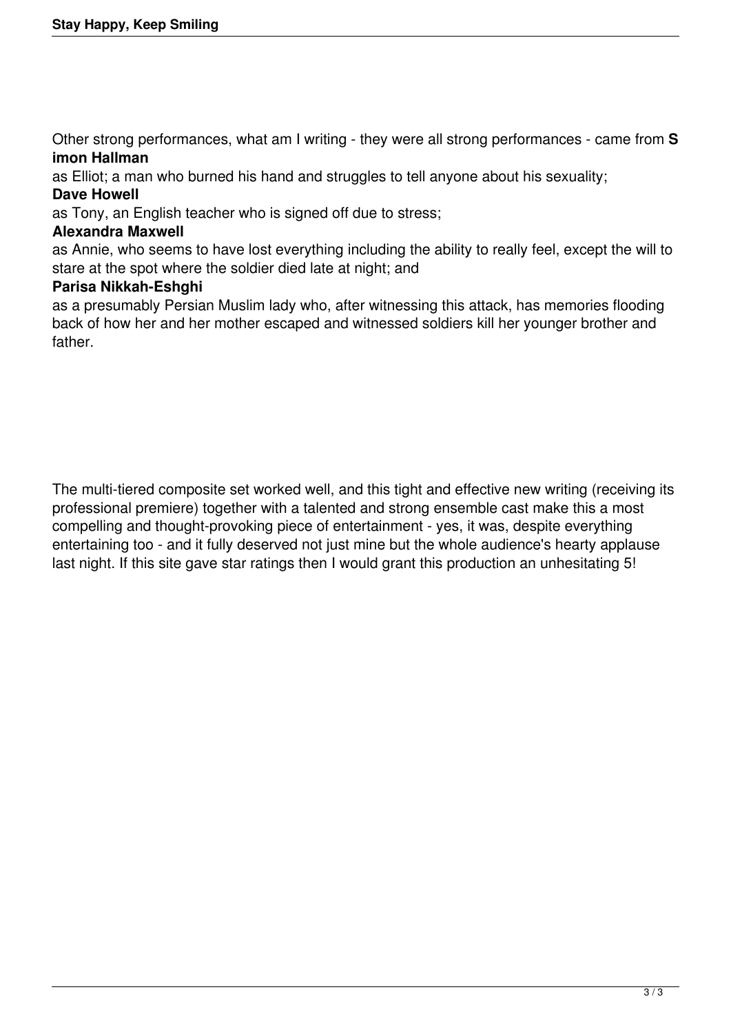Other strong performances, what am I writing - they were all strong performances - came from **Simon Hallman** as Elliot; a man who burned his hand and struggles to tell anyone about his sexuality; **Dave Howell** as Tony, an English teacher who is signed off due to stress; **Alexandra Maxwell** as Annie, who seems to have lost everything including the ability to really feel, except the will to stare at the spot where the soldier died late at night; and **Parisa Nikkah-Eshghi** as a presumably Persian Muslim lady who, after witnessing this attack, has memories flooding back of how her and her mother escaped and witnessed soldiers kill her younger brother and father.

The multi-tiered composite set worked well, and this tight and effective new writing (receiving its professional premiere) together with a talented and strong ensemble cast make this a most compelling and thought-provoking piece of entertainment - yes, it was, despite everything entertaining too - and it fully deserved not just mine but the whole audience's hearty applause last night. If this site gave star ratings then I would grant this production an unhesitating 5!